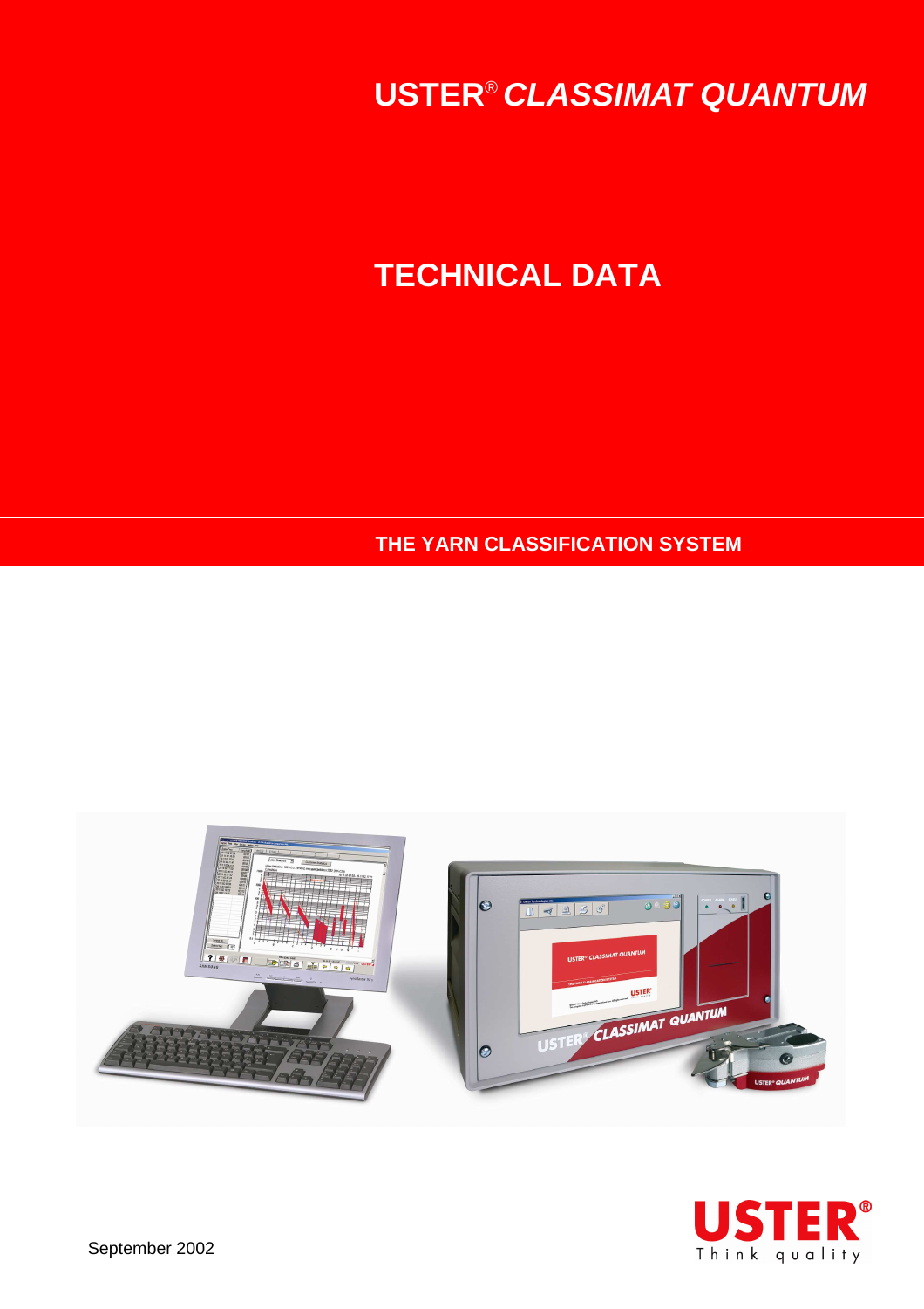# USTER® *CLASSIMAT QUANTUM*

# TECHNICAL DATA

**THE YARN CLASSIFICATION SYSTEM**

September 2002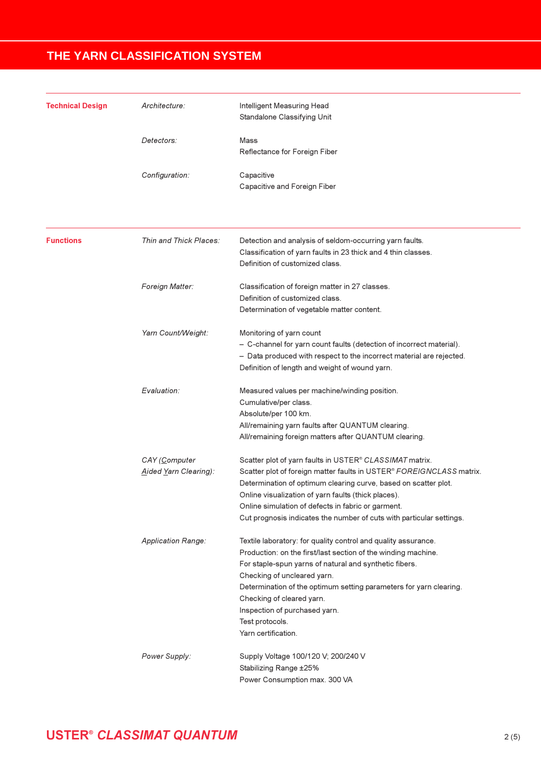# THE YARN CLASSIFICATION SYSTEM

## Technical Design

*Architecture:*
Intelligent Measuring Head
Standalone Classifying Unit

*Detectors:*
Mass
Reflectance for Foreign Fiber

*Configuration:*
Capacitive
Capacitive and Foreign Fiber

## Functions

*Thin and Thick Places:*
Detection and analysis of seldom-occurring yarn faults.
Classification of yarn faults in 23 thick and 4 thin classes.
Definition of customized class.

*Foreign Matter:*
Classification of foreign matter in 27 classes.
Definition of customized class.
Determination of vegetable matter content.

*Yarn Count/Weight:*
Monitoring of yarn count
- C-channel for yarn count faults (detection of incorrect material).
- Data produced with respect to the incorrect material are rejected.

Definition of length and weight of wound yarn.

*Evaluation:*
Measured values per machine/winding position.
Cumulative/per class.
Absolute/per 100 km.
All/remaining yarn faults after QUANTUM clearing.
All/remaining foreign matters after QUANTUM clearing.

*CAY (Computer Aided Yarn Clearing):*
Scatter plot of yarn faults in USTER® *CLASSIMAT* matrix.
Scatter plot of foreign matter faults in USTER® *FOREIGNCLASS* matrix.
Determination of optimum clearing curve, based on scatter plot.
Online visualization of yarn faults (thick places).
Online simulation of defects in fabric or garment.
Cut prognosis indicates the number of cuts with particular settings.

*Application Range:*
Textile laboratory: for quality control and quality assurance.
Production: on the first/last section of the winding machine.
For staple-spun yarns of natural and synthetic fibers.
Checking of uncleared yarn.
Determination of the optimum setting parameters for yarn clearing.
Checking of cleared yarn.
Inspection of purchased yarn.
Test protocols.
Yarn certification.

*Power Supply:*
Supply Voltage 100/120 V; 200/240 V
Stabilizing Range ±25%
Power Consumption max. 300 VA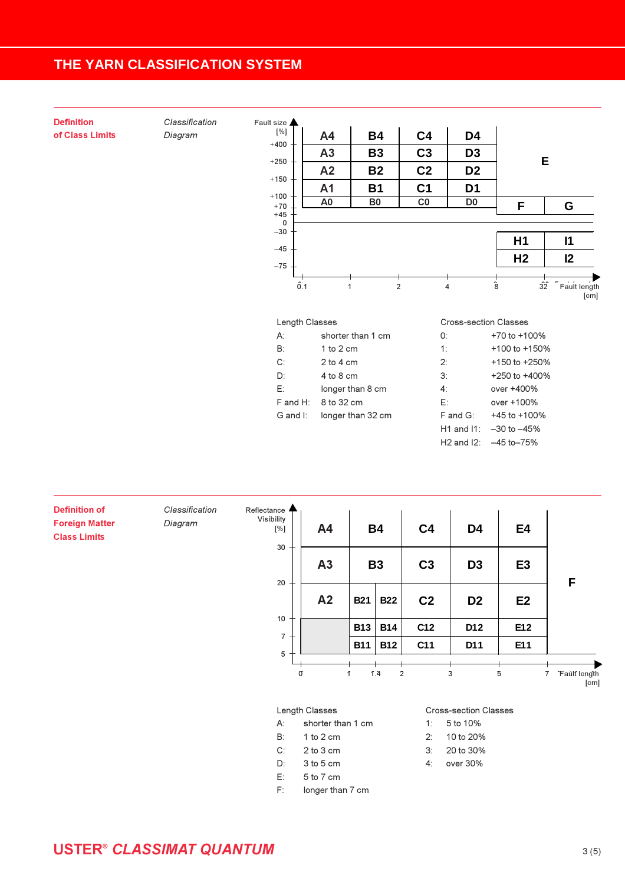# THE YARN CLASSIFICATION SYSTEM

## Definition of Class Limits

*Classification Diagram*

| Fault size [%] | 0.1 – 1 | 1 – 2 | 2 – 4 | 4 – 8 | 8 – 32 | > 32 |
|---|---|---|---|---|---|---|
| over +400 | A4 | B4 | C4 | D4 | E | |
| +250 to +400 | A3 | B3 | C3 | D3 | | |
| +150 to +250 | A2 | B2 | C2 | D2 | | |
| +100 to +150 | A1 | B1 | C1 | D1 | | |
| +70 to +100 | A0 | B0 | C0 | D0 | F | G |
| –30 to –45 | | | | | H1 | I1 |
| –45 to –75 | | | | | H2 | I2 |

Fault length [cm]

Length Classes

- A: shorter than 1 cm
- B: 1 to 2 cm
- C: 2 to 4 cm
- D: 4 to 8 cm
- E: longer than 8 cm
- F and H: 8 to 32 cm
- G and I: longer than 32 cm

Cross-section Classes

- 0: +70 to +100%
- 1: +100 to +150%
- 2: +150 to +250%
- 3: +250 to +400%
- 4: over +400%
- E: over +100%
- F and G: +45 to +100%
- H1 and I1: –30 to –45%
- H2 and I2: –45 to–75%

## Definition of Foreign Matter Class Limits

*Classification Diagram*

| Reflectance Visibility [%] | 0 – 1 | 1 – 1.4 | 1.4 – 2 | 2 – 3 | 3 – 5 | 5 – 7 | > 7 |
|---|---|---|---|---|---|---|---|
| over 30 | A4 | B4 | | C4 | D4 | E4 | F |
| 20 to 30 | A3 | B3 | | C3 | D3 | E3 | |
| 10 to 20 | A2 | B21 | B22 | C2 | D2 | E2 | |
| 7 to 10 | | B13 | B14 | C12 | D12 | E12 | |
| 5 to 7 | | B11 | B12 | C11 | D11 | E11 | |

Fault length [cm]

Length Classes

- A: shorter than 1 cm
- B: 1 to 2 cm
- C: 2 to 3 cm
- D: 3 to 5 cm
- E: 5 to 7 cm
- F: longer than 7 cm

Cross-section Classes

- 1: 5 to 10%
- 2: 10 to 20%
- 3: 20 to 30%
- 4: over 30%

USTER® *CLASSIMAT QUANTUM*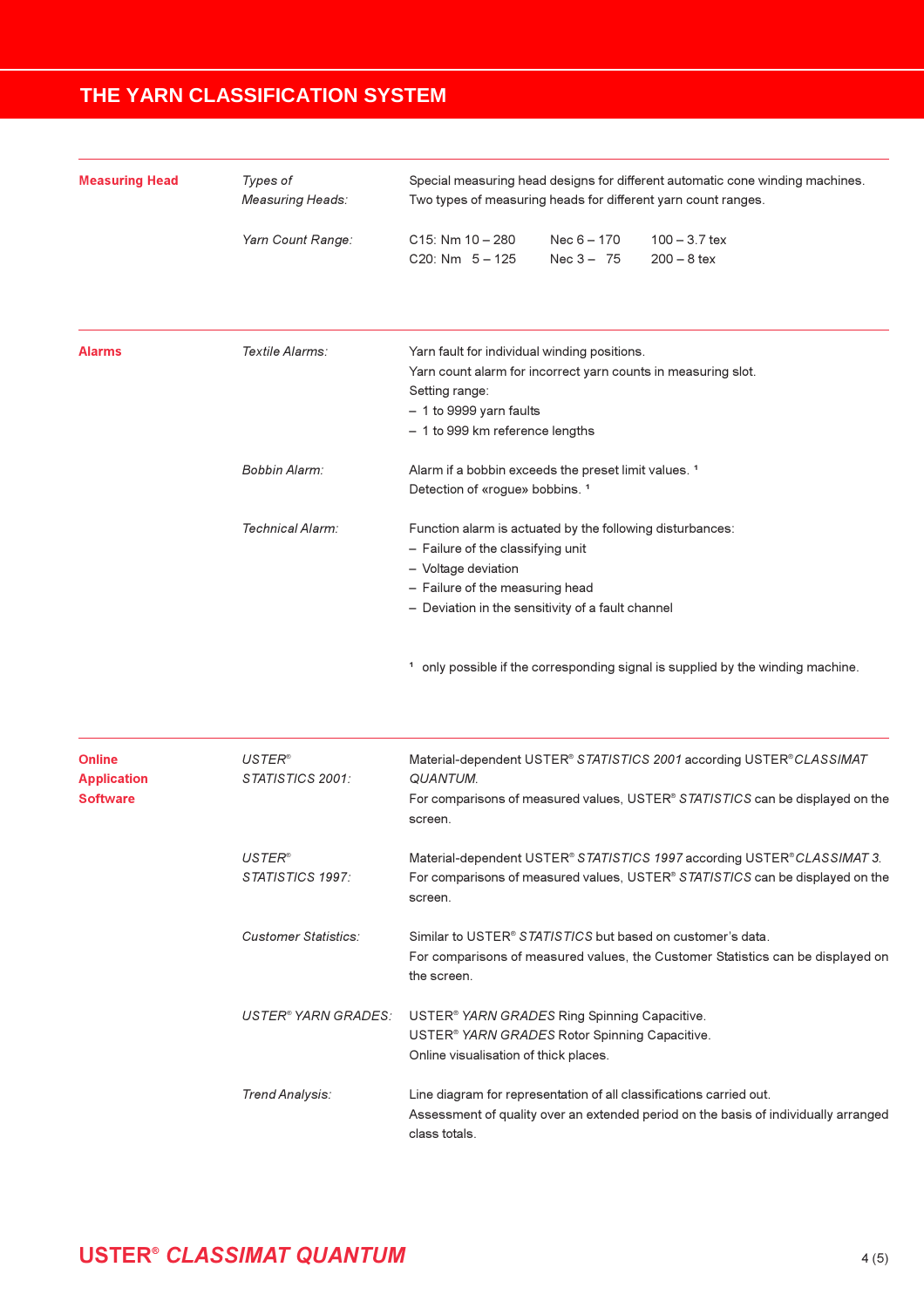## THE YARN CLASSIFICATION SYSTEM

| | | |
|---|---|---|
| **Measuring Head** | *Types of Measuring Heads:* | Special measuring head designs for different automatic cone winding machines.<br>Two types of measuring heads for different yarn count ranges. |
| | *Yarn Count Range:* | C15: Nm 10 – 280 Nec 6 – 170 100 – 3.7 tex<br>C20: Nm 5 – 125 Nec 3 – 75 200 – 8 tex |
| **Alarms** | *Textile Alarms:* | Yarn fault for individual winding positions.<br>Yarn count alarm for incorrect yarn counts in measuring slot.<br>Setting range:<br>– 1 to 9999 yarn faults<br>– 1 to 999 km reference lengths |
| | *Bobbin Alarm:* | Alarm if a bobbin exceeds the preset limit values. [1]<br>Detection of «rogue» bobbins. [1] |
| | *Technical Alarm:* | Function alarm is actuated by the following disturbances:<br>– Failure of the classifying unit<br>– Voltage deviation<br>– Failure of the measuring head<br>– Deviation in the sensitivity of a fault channel |
| | | [1] only possible if the corresponding signal is supplied by the winding machine. |
| **Online Application Software** | *USTER® STATISTICS 2001:* | Material-dependent USTER® *STATISTICS 2001* according USTER® *CLASSIMAT QUANTUM*.<br>For comparisons of measured values, USTER® *STATISTICS* can be displayed on the screen. |
| | *USTER® STATISTICS 1997:* | Material-dependent USTER® *STATISTICS 1997* according USTER® *CLASSIMAT 3*.<br>For comparisons of measured values, USTER® *STATISTICS* can be displayed on the screen. |
| | *Customer Statistics:* | Similar to USTER® *STATISTICS* but based on customer's data.<br>For comparisons of measured values, the Customer Statistics can be displayed on the screen. |
| | *USTER® YARN GRADES:* | USTER® *YARN GRADES* Ring Spinning Capacitive.<br>USTER® *YARN GRADES* Rotor Spinning Capacitive.<br>Online visualisation of thick places. |
| | *Trend Analysis:* | Line diagram for representation of all classifications carried out.<br>Assessment of quality over an extended period on the basis of individually arranged class totals. |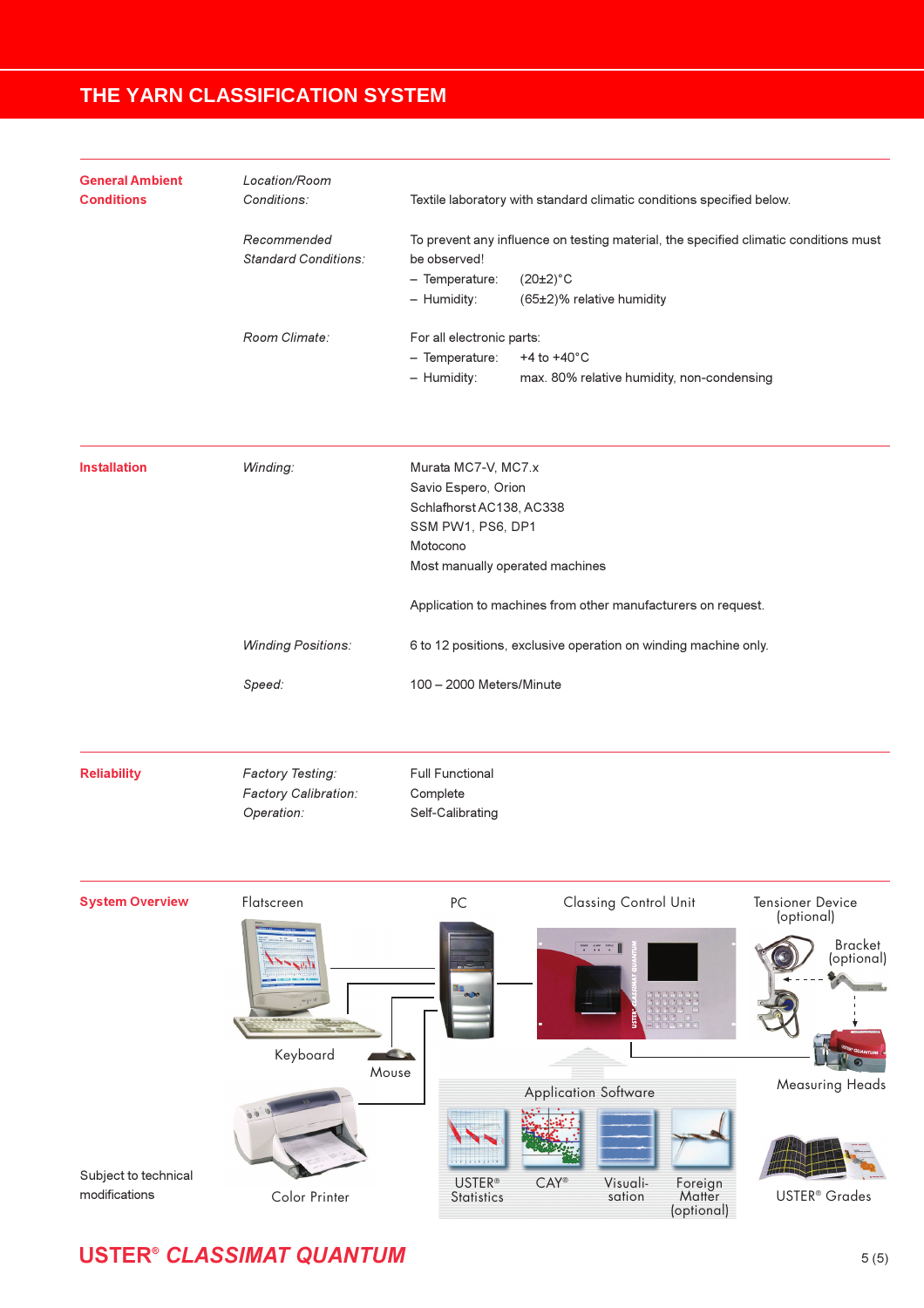# THE YARN CLASSIFICATION SYSTEM

## General Ambient Conditions

*Location/Room Conditions:* Textile laboratory with standard climatic conditions specified below.

*Recommended Standard Conditions:* To prevent any influence on testing material, the specified climatic conditions must be observed!
- Temperature: (20±2)°C
- Humidity: (65±2)% relative humidity

*Room Climate:* For all electronic parts:
- Temperature: +4 to +40°C
- Humidity: max. 80% relative humidity, non-condensing

## Installation

*Winding:*
Murata MC7-V, MC7.x
Savio Espero, Orion
Schlafhorst AC138, AC338
SSM PW1, PS6, DP1
Motocono
Most manually operated machines

Application to machines from other manufacturers on request.

*Winding Positions:* 6 to 12 positions, exclusive operation on winding machine only.

*Speed:* 100 – 2000 Meters/Minute

## Reliability

| | |
|---|---|
| *Factory Testing:* | Full Functional |
| *Factory Calibration:* | Complete |
| *Operation:* | Self-Calibrating |

## System Overview

Flatscreen
PC
Classing Control Unit
Tensioner Device (optional)
Bracket (optional)
Keyboard
Mouse
Measuring Heads
Application Software
Color Printer
USTER® Statistics
CAY®
Visualisation
Foreign Matter (optional)
USTER® Grades

Subject to technical modifications

**USTER® *CLASSIMAT QUANTUM***